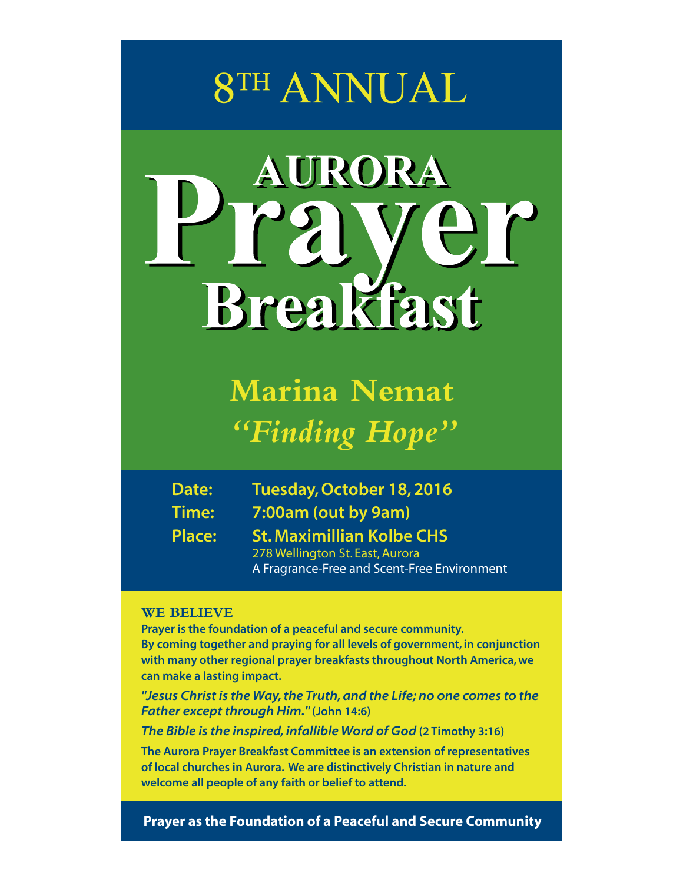# 8TH ANNUAL

# AURORA Prayer Breakfast

## Marina Nemat

## *"Finding Hope"*

**Date:** Tuesday, October 18, 2016

**Time:** 7:00am (out by 9am)

**Place:** St. Maximillian Kolbe CHS
278 Wellington St. East, Aurora
A Fragrance-Free and Scent-Free Environment

### WE BELIEVE

**Prayer is the foundation of a peaceful and secure community.
By coming together and praying for all levels of government, in conjunction with many other regional prayer breakfasts throughout North America, we can make a lasting impact.**

***"Jesus Christ is the Way, the Truth, and the Life; no one comes to the Father except through Him."*** **(John 14:6)**

***The Bible is the inspired, infallible Word of God*** **(2 Timothy 3:16)**

**The Aurora Prayer Breakfast Committee is an extension of representatives of local churches in Aurora. We are distinctively Christian in nature and welcome all people of any faith or belief to attend.**

**Prayer as the Foundation of a Peaceful and Secure Community**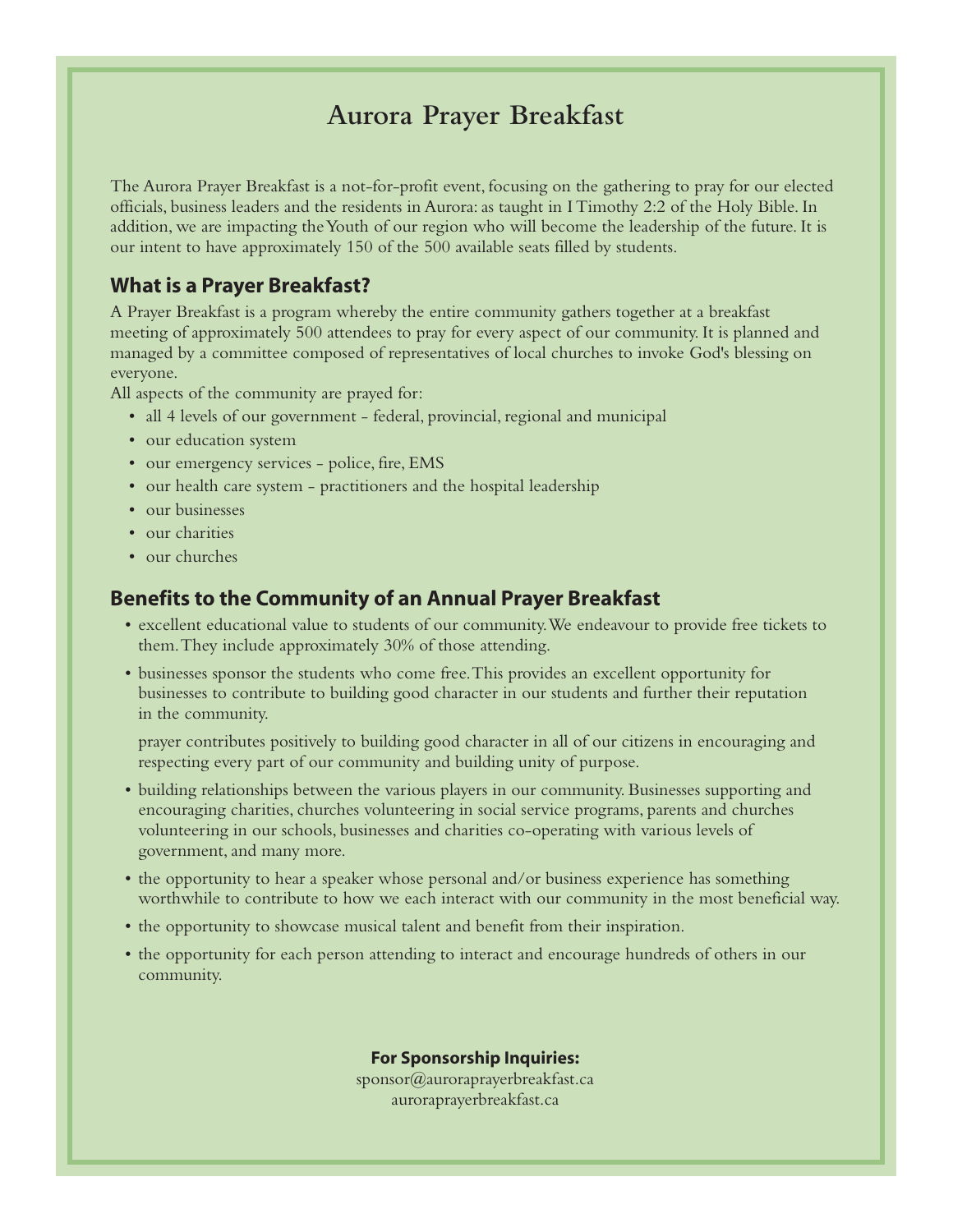# Aurora Prayer Breakfast

The Aurora Prayer Breakfast is a not-for-profit event, focusing on the gathering to pray for our elected officials, business leaders and the residents in Aurora: as taught in I Timothy 2:2 of the Holy Bible. In addition, we are impacting the Youth of our region who will become the leadership of the future. It is our intent to have approximately 150 of the 500 available seats filled by students.

## What is a Prayer Breakfast?

A Prayer Breakfast is a program whereby the entire community gathers together at a breakfast meeting of approximately 500 attendees to pray for every aspect of our community. It is planned and managed by a committee composed of representatives of local churches to invoke God's blessing on everyone.

All aspects of the community are prayed for:

- all 4 levels of our government - federal, provincial, regional and municipal
- our education system
- our emergency services - police, fire, EMS
- our health care system - practitioners and the hospital leadership
- our businesses
- our charities
- our churches

## Benefits to the Community of an Annual Prayer Breakfast

- excellent educational value to students of our community. We endeavour to provide free tickets to them. They include approximately 30% of those attending.
- businesses sponsor the students who come free. This provides an excellent opportunity for businesses to contribute to building good character in our students and further their reputation in the community.

  prayer contributes positively to building good character in all of our citizens in encouraging and respecting every part of our community and building unity of purpose.
- building relationships between the various players in our community. Businesses supporting and encouraging charities, churches volunteering in social service programs, parents and churches volunteering in our schools, businesses and charities co-operating with various levels of government, and many more.
- the opportunity to hear a speaker whose personal and/or business experience has something worthwhile to contribute to how we each interact with our community in the most beneficial way.
- the opportunity to showcase musical talent and benefit from their inspiration.
- the opportunity for each person attending to interact and encourage hundreds of others in our community.

**For Sponsorship Inquiries:**

sponsor@auroraprayerbreakfast.ca

auroraprayerbreakfast.ca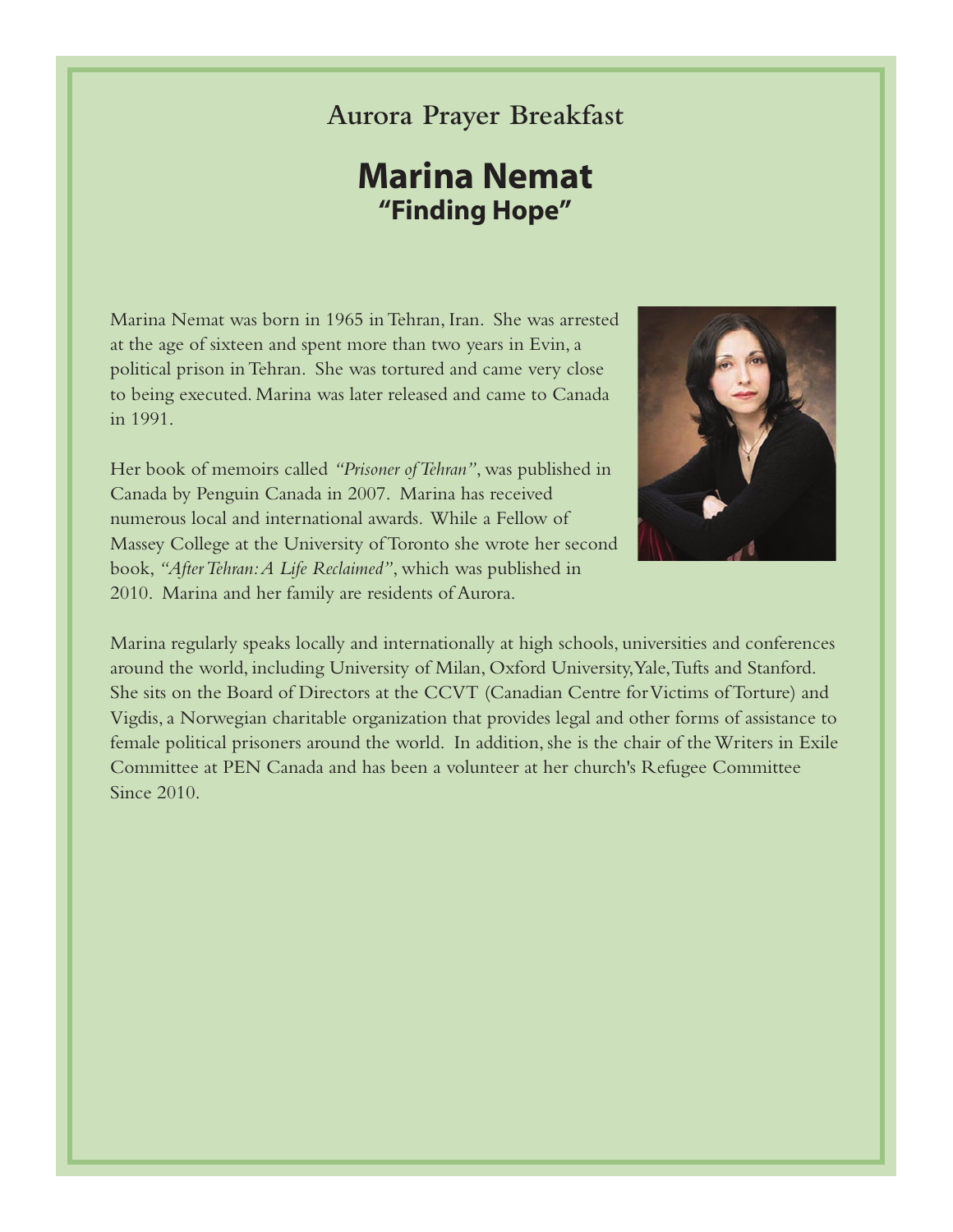## Aurora Prayer Breakfast

# Marina Nemat

### "Finding Hope"

Marina Nemat was born in 1965 in Tehran, Iran. She was arrested at the age of sixteen and spent more than two years in Evin, a political prison in Tehran. She was tortured and came very close to being executed. Marina was later released and came to Canada in 1991.

Her book of memoirs called *"Prisoner of Tehran"*, was published in Canada by Penguin Canada in 2007. Marina has received numerous local and international awards. While a Fellow of Massey College at the University of Toronto she wrote her second book, *"After Tehran: A Life Reclaimed"*, which was published in 2010. Marina and her family are residents of Aurora.

Marina regularly speaks locally and internationally at high schools, universities and conferences around the world, including University of Milan, Oxford University, Yale, Tufts and Stanford. She sits on the Board of Directors at the CCVT (Canadian Centre for Victims of Torture) and Vigdis, a Norwegian charitable organization that provides legal and other forms of assistance to female political prisoners around the world. In addition, she is the chair of the Writers in Exile Committee at PEN Canada and has been a volunteer at her church's Refugee Committee Since 2010.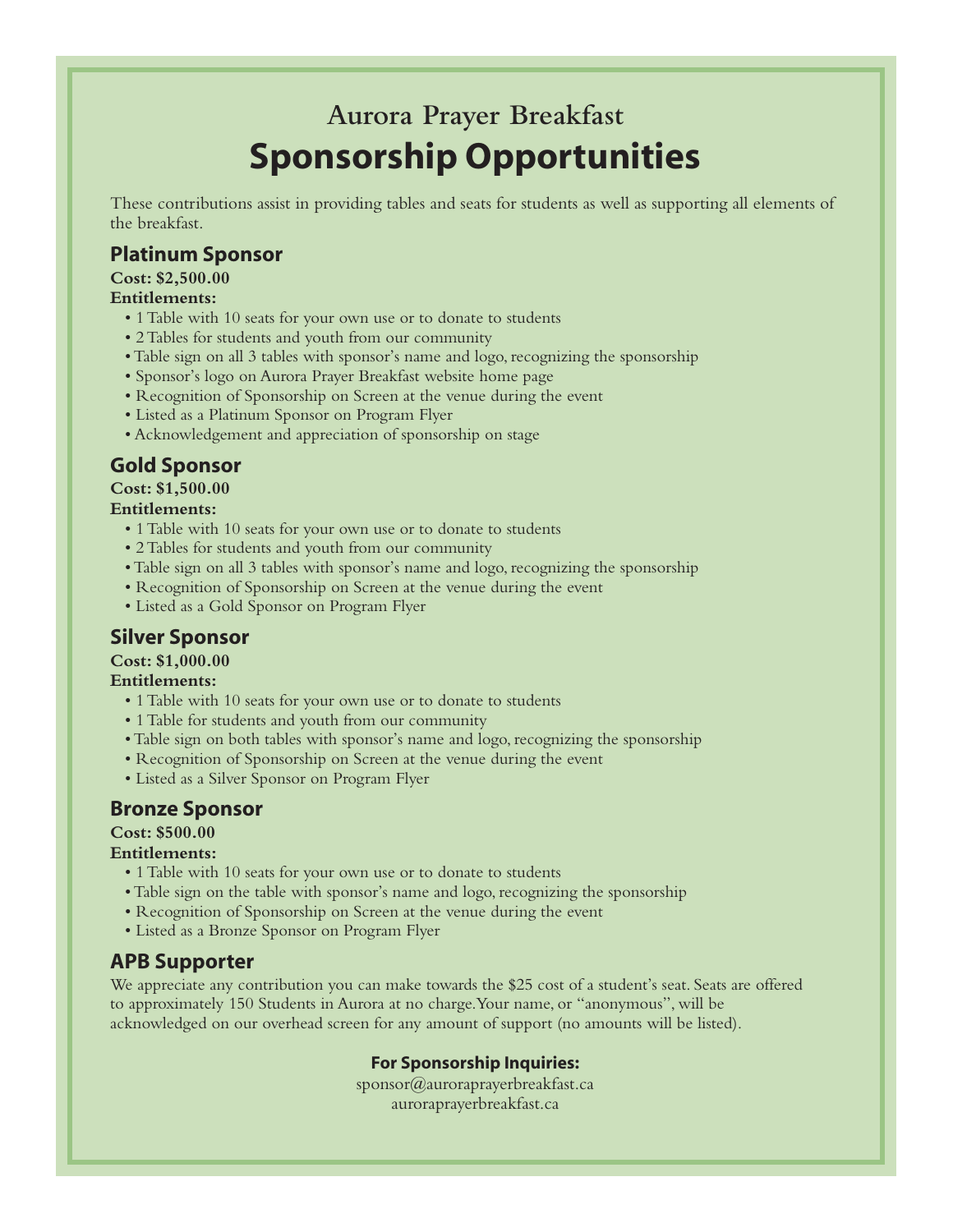# Aurora Prayer Breakfast

# Sponsorship Opportunities

These contributions assist in providing tables and seats for students as well as supporting all elements of the breakfast.

## Platinum Sponsor

**Cost: $2,500.00**

**Entitlements:**

- 1 Table with 10 seats for your own use or to donate to students
- 2 Tables for students and youth from our community
- Table sign on all 3 tables with sponsor's name and logo, recognizing the sponsorship
- Sponsor's logo on Aurora Prayer Breakfast website home page
- Recognition of Sponsorship on Screen at the venue during the event
- Listed as a Platinum Sponsor on Program Flyer
- Acknowledgement and appreciation of sponsorship on stage

## Gold Sponsor

**Cost: $1,500.00**

**Entitlements:**

- 1 Table with 10 seats for your own use or to donate to students
- 2 Tables for students and youth from our community
- Table sign on all 3 tables with sponsor's name and logo, recognizing the sponsorship
- Recognition of Sponsorship on Screen at the venue during the event
- Listed as a Gold Sponsor on Program Flyer

## Silver Sponsor

**Cost: $1,000.00**

**Entitlements:**

- 1 Table with 10 seats for your own use or to donate to students
- 1 Table for students and youth from our community
- Table sign on both tables with sponsor's name and logo, recognizing the sponsorship
- Recognition of Sponsorship on Screen at the venue during the event
- Listed as a Silver Sponsor on Program Flyer

## Bronze Sponsor

**Cost: $500.00**

**Entitlements:**

- 1 Table with 10 seats for your own use or to donate to students
- Table sign on the table with sponsor's name and logo, recognizing the sponsorship
- Recognition of Sponsorship on Screen at the venue during the event
- Listed as a Bronze Sponsor on Program Flyer

## APB Supporter

We appreciate any contribution you can make towards the $25 cost of a student's seat. Seats are offered to approximately 150 Students in Aurora at no charge. Your name, or "anonymous", will be acknowledged on our overhead screen for any amount of support (no amounts will be listed).

**For Sponsorship Inquiries:**

sponsor@auroraprayerbreakfast.ca
auroraprayerbreakfast.ca